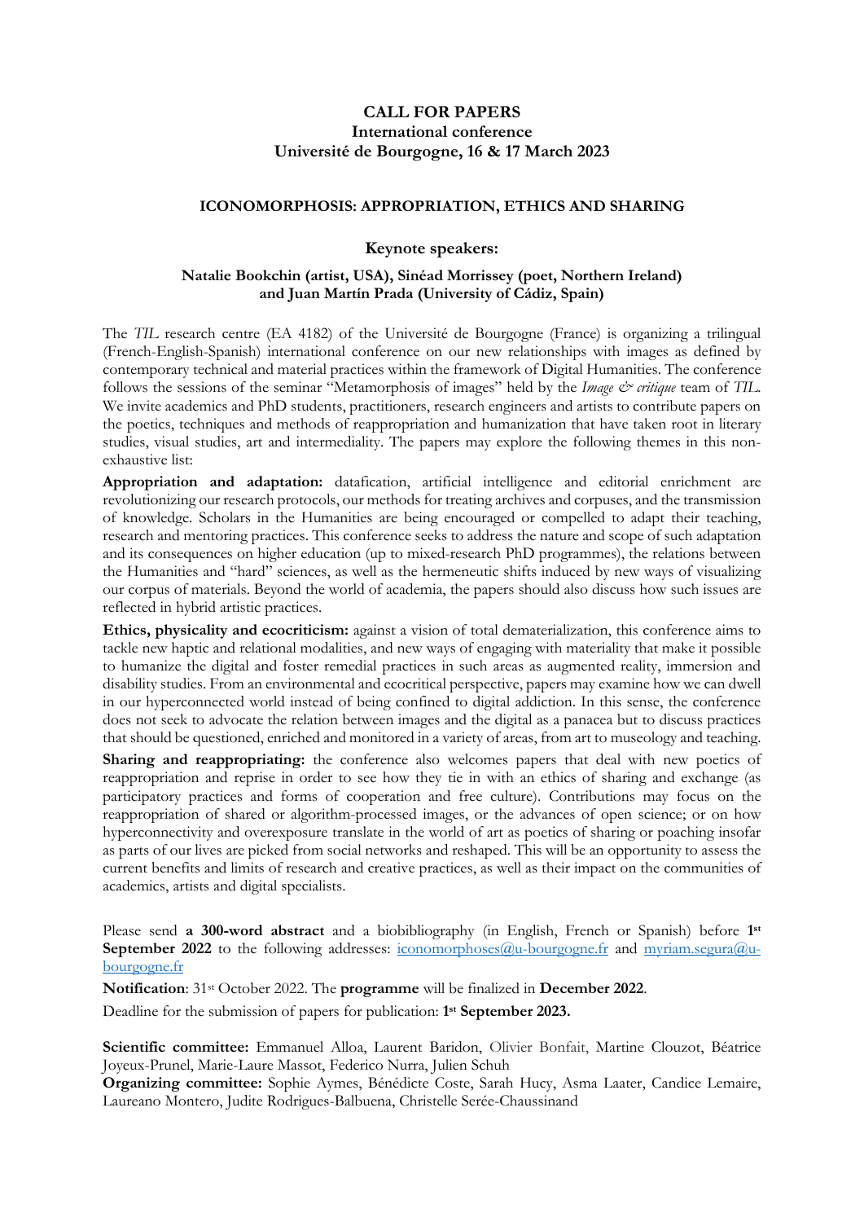# CALL FOR PAPERS
## International conference
## Université de Bourgogne, 16 & 17 March 2023

## ICONOMORPHOSIS: APPROPRIATION, ETHICS AND SHARING

### Keynote speakers:

**Natalie Bookchin (artist, USA), Sinéad Morrissey (poet, Northern Ireland) and Juan Martín Prada (University of Cádiz, Spain)**

The *TIL* research centre (EA 4182) of the Université de Bourgogne (France) is organizing a trilingual (French-English-Spanish) international conference on our new relationships with images as defined by contemporary technical and material practices within the framework of Digital Humanities. The conference follows the sessions of the seminar "Metamorphosis of images" held by the *Image & critique* team of *TIL*. We invite academics and PhD students, practitioners, research engineers and artists to contribute papers on the poetics, techniques and methods of reappropriation and humanization that have taken root in literary studies, visual studies, art and intermediality. The papers may explore the following themes in this non-exhaustive list:

**Appropriation and adaptation:** datafication, artificial intelligence and editorial enrichment are revolutionizing our research protocols, our methods for treating archives and corpuses, and the transmission of knowledge. Scholars in the Humanities are being encouraged or compelled to adapt their teaching, research and mentoring practices. This conference seeks to address the nature and scope of such adaptation and its consequences on higher education (up to mixed-research PhD programmes), the relations between the Humanities and "hard" sciences, as well as the hermeneutic shifts induced by new ways of visualizing our corpus of materials. Beyond the world of academia, the papers should also discuss how such issues are reflected in hybrid artistic practices.

**Ethics, physicality and ecocriticism:** against a vision of total dematerialization, this conference aims to tackle new haptic and relational modalities, and new ways of engaging with materiality that make it possible to humanize the digital and foster remedial practices in such areas as augmented reality, immersion and disability studies. From an environmental and ecocritical perspective, papers may examine how we can dwell in our hyperconnected world instead of being confined to digital addiction. In this sense, the conference does not seek to advocate the relation between images and the digital as a panacea but to discuss practices that should be questioned, enriched and monitored in a variety of areas, from art to museology and teaching.

**Sharing and reappropriating:** the conference also welcomes papers that deal with new poetics of reappropriation and reprise in order to see how they tie in with an ethics of sharing and exchange (as participatory practices and forms of cooperation and free culture). Contributions may focus on the reappropriation of shared or algorithm-processed images, or the advances of open science; or on how hyperconnectivity and overexposure translate in the world of art as poetics of sharing or poaching insofar as parts of our lives are picked from social networks and reshaped. This will be an opportunity to assess the current benefits and limits of research and creative practices, as well as their impact on the communities of academics, artists and digital specialists.

Please send **a 300-word abstract** and a biobibliography (in English, French or Spanish) before **1st September 2022** to the following addresses: iconomorphoses@u-bourgogne.fr and myriam.segura@u-bourgogne.fr

**Notification**: 31st October 2022. The **programme** will be finalized in **December 2022**.

Deadline for the submission of papers for publication: **1st September 2023.**

**Scientific committee:** Emmanuel Alloa, Laurent Baridon, Olivier Bonfait, Martine Clouzot, Béatrice Joyeux-Prunel, Marie-Laure Massot, Federico Nurra, Julien Schuh
**Organizing committee:** Sophie Aymes, Bénédicte Coste, Sarah Hucy, Asma Laater, Candice Lemaire, Laureano Montero, Judite Rodrigues-Balbuena, Christelle Serée-Chaussinand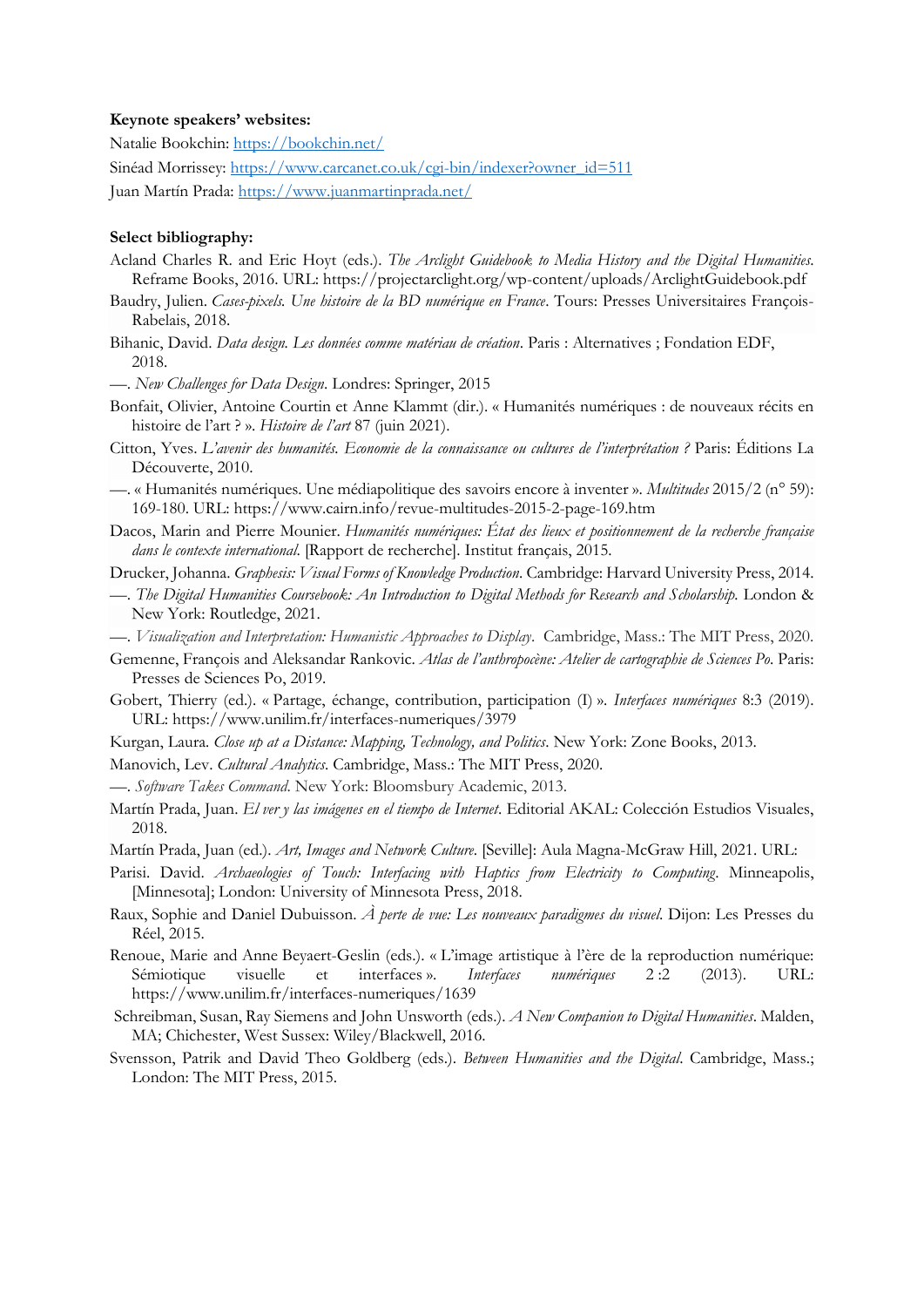**Keynote speakers' websites:**

Natalie Bookchin: https://bookchin.net/

Sinéad Morrissey: https://www.carcanet.co.uk/cgi-bin/indexer?owner_id=511

Juan Martín Prada: https://www.juanmartinprada.net/

**Select bibliography:**

Acland Charles R. and Eric Hoyt (eds.). *The Arclight Guidebook to Media History and the Digital Humanities*. Reframe Books, 2016. URL: https://projectarclight.org/wp-content/uploads/ArclightGuidebook.pdf

Baudry, Julien. *Cases-pixels. Une histoire de la BD numérique en France*. Tours: Presses Universitaires François-Rabelais, 2018.

Bihanic, David. *Data design. Les données comme matériau de création*. Paris : Alternatives ; Fondation EDF, 2018.

—. *New Challenges for Data Design*. Londres: Springer, 2015

Bonfait, Olivier, Antoine Courtin et Anne Klammt (dir.). « Humanités numériques : de nouveaux récits en histoire de l'art ? ». *Histoire de l'art* 87 (juin 2021).

Citton, Yves. *L'avenir des humanités. Economie de la connaissance ou cultures de l'interprétation ?* Paris: Éditions La Découverte, 2010.

—. « Humanités numériques. Une médiapolitique des savoirs encore à inventer ». *Multitudes* 2015/2 (n° 59): 169-180. URL: https://www.cairn.info/revue-multitudes-2015-2-page-169.htm

Dacos, Marin and Pierre Mounier. *Humanités numériques: État des lieux et positionnement de la recherche française dans le contexte international*. [Rapport de recherche]. Institut français, 2015.

Drucker, Johanna. *Graphesis: Visual Forms of Knowledge Production*. Cambridge: Harvard University Press, 2014.

—. *The Digital Humanities Coursebook: An Introduction to Digital Methods for Research and Scholarship*. London & New York: Routledge, 2021.

—. *Visualization and Interpretation: Humanistic Approaches to Display*. Cambridge, Mass.: The MIT Press, 2020.

Gemenne, François and Aleksandar Rankovic. *Atlas de l'anthropocène: Atelier de cartographie de Sciences Po*. Paris: Presses de Sciences Po, 2019.

Gobert, Thierry (ed.). « Partage, échange, contribution, participation (I) ». *Interfaces numériques* 8:3 (2019). URL: https://www.unilim.fr/interfaces-numeriques/3979

Kurgan, Laura. *Close up at a Distance: Mapping, Technology, and Politics*. New York: Zone Books, 2013.

Manovich, Lev. *Cultural Analytics*. Cambridge, Mass.: The MIT Press, 2020.

—. *Software Takes Command*. New York: Bloomsbury Academic, 2013.

Martín Prada, Juan. *El ver y las imágenes en el tiempo de Internet*. Editorial AKAL: Colección Estudios Visuales, 2018.

Martín Prada, Juan (ed.). *Art, Images and Network Culture*. [Seville]: Aula Magna-McGraw Hill, 2021. URL:

Parisi. David. *Archaeologies of Touch: Interfacing with Haptics from Electricity to Computing*. Minneapolis, [Minnesota]; London: University of Minnesota Press, 2018.

Raux, Sophie and Daniel Dubuisson. *À perte de vue: Les nouveaux paradigmes du visuel*. Dijon: Les Presses du Réel, 2015.

Renoue, Marie and Anne Beyaert-Geslin (eds.). « L'image artistique à l'ère de la reproduction numérique: Sémiotique visuelle et interfaces ». *Interfaces numériques* 2 :2 (2013). URL: https://www.unilim.fr/interfaces-numeriques/1639

Schreibman, Susan, Ray Siemens and John Unsworth (eds.). *A New Companion to Digital Humanities*. Malden, MA; Chichester, West Sussex: Wiley/Blackwell, 2016.

Svensson, Patrik and David Theo Goldberg (eds.). *Between Humanities and the Digital*. Cambridge, Mass.; London: The MIT Press, 2015.